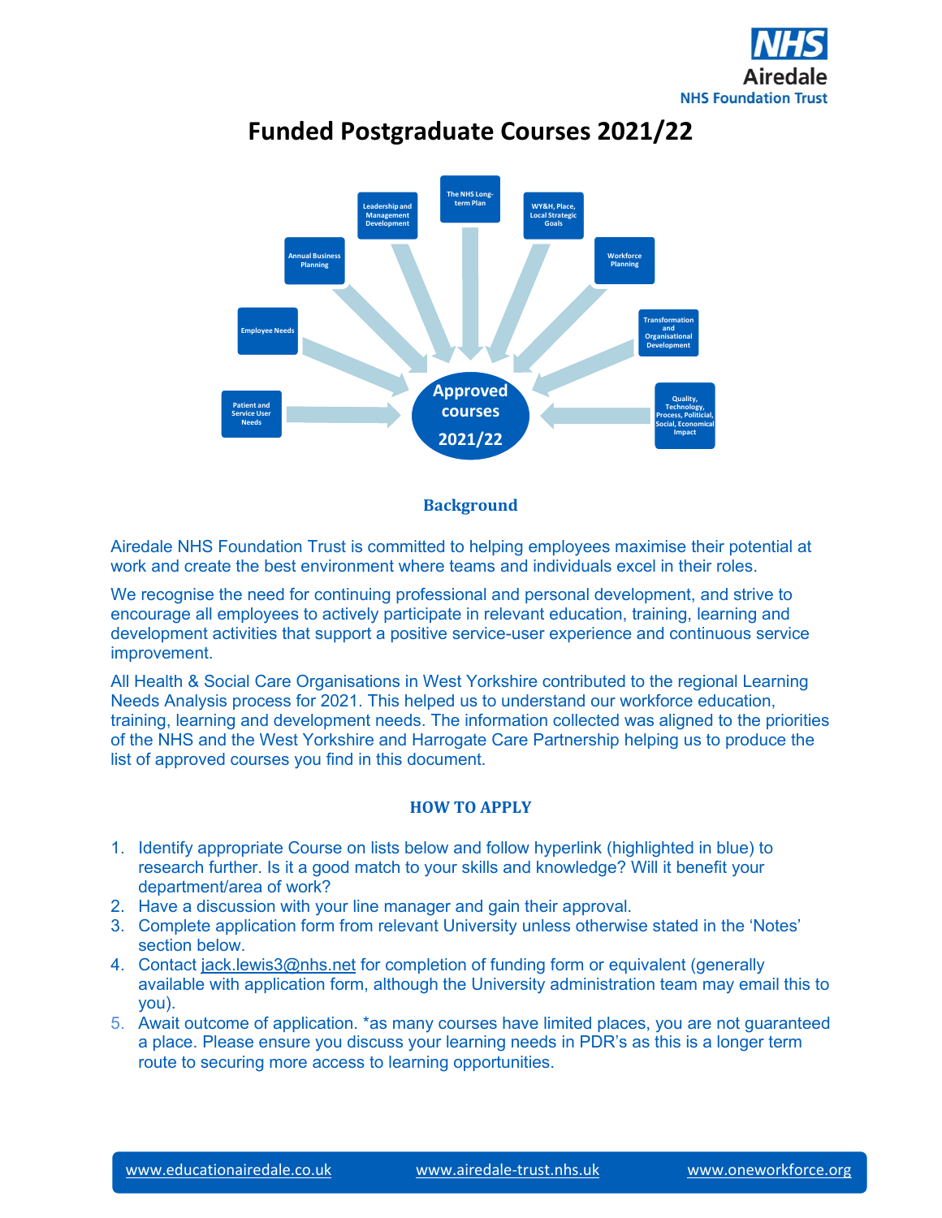# Funded Postgraduate Courses 2021/22

## Background

Airedale NHS Foundation Trust is committed to helping employees maximise their potential at work and create the best environment where teams and individuals excel in their roles.

We recognise the need for continuing professional and personal development, and strive to encourage all employees to actively participate in relevant education, training, learning and development activities that support a positive service-user experience and continuous service improvement.

All Health & Social Care Organisations in West Yorkshire contributed to the regional Learning Needs Analysis process for 2021. This helped us to understand our workforce education, training, learning and development needs. The information collected was aligned to the priorities of the NHS and the West Yorkshire and Harrogate Care Partnership helping us to produce the list of approved courses you find in this document.

## HOW TO APPLY

1. Identify appropriate Course on lists below and follow hyperlink (highlighted in blue) to research further. Is it a good match to your skills and knowledge? Will it benefit your department/area of work?
2. Have a discussion with your line manager and gain their approval.
3. Complete application form from relevant University unless otherwise stated in the 'Notes' section below.
4. Contact jack.lewis3@nhs.net for completion of funding form or equivalent (generally available with application form, although the University administration team may email this to you).
5. Await outcome of application. *as many courses have limited places, you are not guaranteed a place. Please ensure you discuss your learning needs in PDR's as this is a longer term route to securing more access to learning opportunities.

www.educationairedale.co.uk www.airedale-trust.nhs.uk www.oneworkforce.org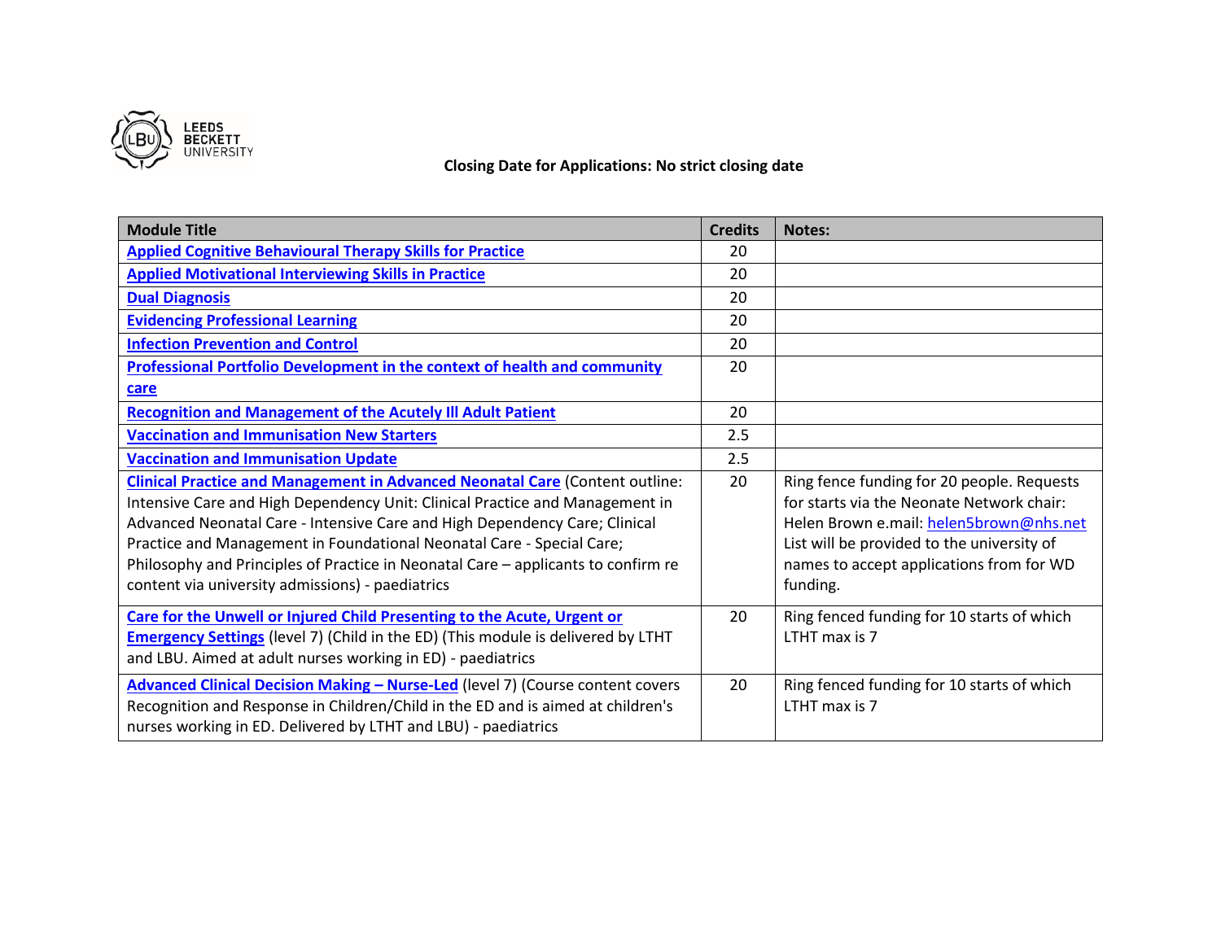**Closing Date for Applications: No strict closing date**

| Module Title | Credits | Notes: |
| --- | --- | --- |
| Applied Cognitive Behavioural Therapy Skills for Practice | 20 | |
| Applied Motivational Interviewing Skills in Practice | 20 | |
| Dual Diagnosis | 20 | |
| Evidencing Professional Learning | 20 | |
| Infection Prevention and Control | 20 | |
| Professional Portfolio Development in the context of health and community care | 20 | |
| Recognition and Management of the Acutely Ill Adult Patient | 20 | |
| Vaccination and Immunisation New Starters | 2.5 | |
| Vaccination and Immunisation Update | 2.5 | |
| Clinical Practice and Management in Advanced Neonatal Care (Content outline: Intensive Care and High Dependency Unit: Clinical Practice and Management in Advanced Neonatal Care - Intensive Care and High Dependency Care; Clinical Practice and Management in Foundational Neonatal Care - Special Care; Philosophy and Principles of Practice in Neonatal Care – applicants to confirm re content via university admissions) - paediatrics | 20 | Ring fence funding for 20 people. Requests for starts via the Neonate Network chair: Helen Brown e.mail: helen5brown@nhs.net List will be provided to the university of names to accept applications from for WD funding. |
| Care for the Unwell or Injured Child Presenting to the Acute, Urgent or Emergency Settings (level 7) (Child in the ED) (This module is delivered by LTHT and LBU. Aimed at adult nurses working in ED) - paediatrics | 20 | Ring fenced funding for 10 starts of which LTHT max is 7 |
| Advanced Clinical Decision Making – Nurse-Led (level 7) (Course content covers Recognition and Response in Children/Child in the ED and is aimed at children's nurses working in ED. Delivered by LTHT and LBU) - paediatrics | 20 | Ring fenced funding for 10 starts of which LTHT max is 7 |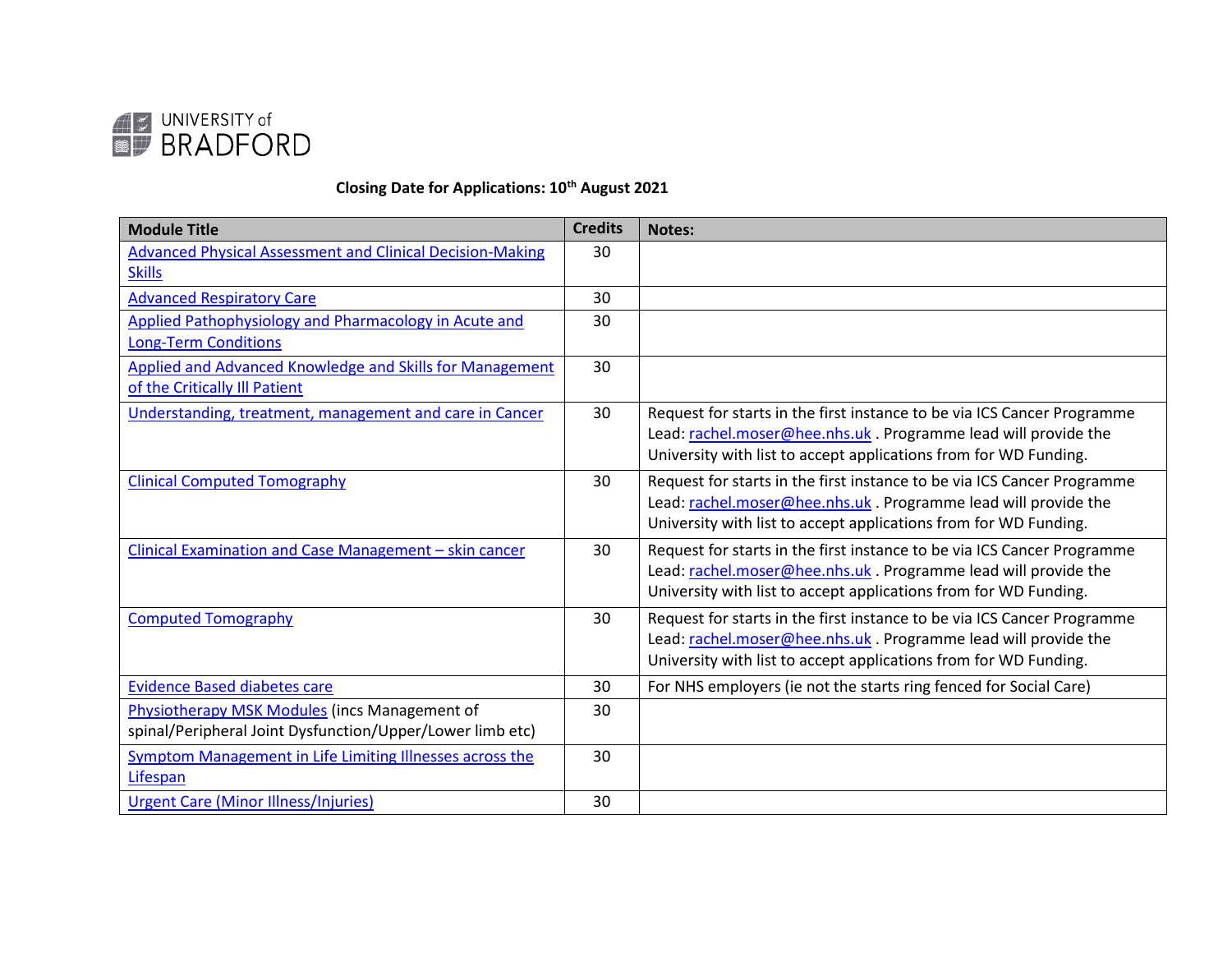UNIVERSITY of BRADFORD

**Closing Date for Applications: 10th August 2021**

| Module Title | Credits | Notes: |
|---|---|---|
| Advanced Physical Assessment and Clinical Decision-Making Skills | 30 | |
| Advanced Respiratory Care | 30 | |
| Applied Pathophysiology and Pharmacology in Acute and Long-Term Conditions | 30 | |
| Applied and Advanced Knowledge and Skills for Management of the Critically Ill Patient | 30 | |
| Understanding, treatment, management and care in Cancer | 30 | Request for starts in the first instance to be via ICS Cancer Programme Lead: rachel.moser@hee.nhs.uk . Programme lead will provide the University with list to accept applications from for WD Funding. |
| Clinical Computed Tomography | 30 | Request for starts in the first instance to be via ICS Cancer Programme Lead: rachel.moser@hee.nhs.uk . Programme lead will provide the University with list to accept applications from for WD Funding. |
| Clinical Examination and Case Management – skin cancer | 30 | Request for starts in the first instance to be via ICS Cancer Programme Lead: rachel.moser@hee.nhs.uk . Programme lead will provide the University with list to accept applications from for WD Funding. |
| Computed Tomography | 30 | Request for starts in the first instance to be via ICS Cancer Programme Lead: rachel.moser@hee.nhs.uk . Programme lead will provide the University with list to accept applications from for WD Funding. |
| Evidence Based diabetes care | 30 | For NHS employers (ie not the starts ring fenced for Social Care) |
| Physiotherapy MSK Modules (incs Management of spinal/Peripheral Joint Dysfunction/Upper/Lower limb etc) | 30 | |
| Symptom Management in Life Limiting Illnesses across the Lifespan | 30 | |
| Urgent Care (Minor Illness/Injuries) | 30 | |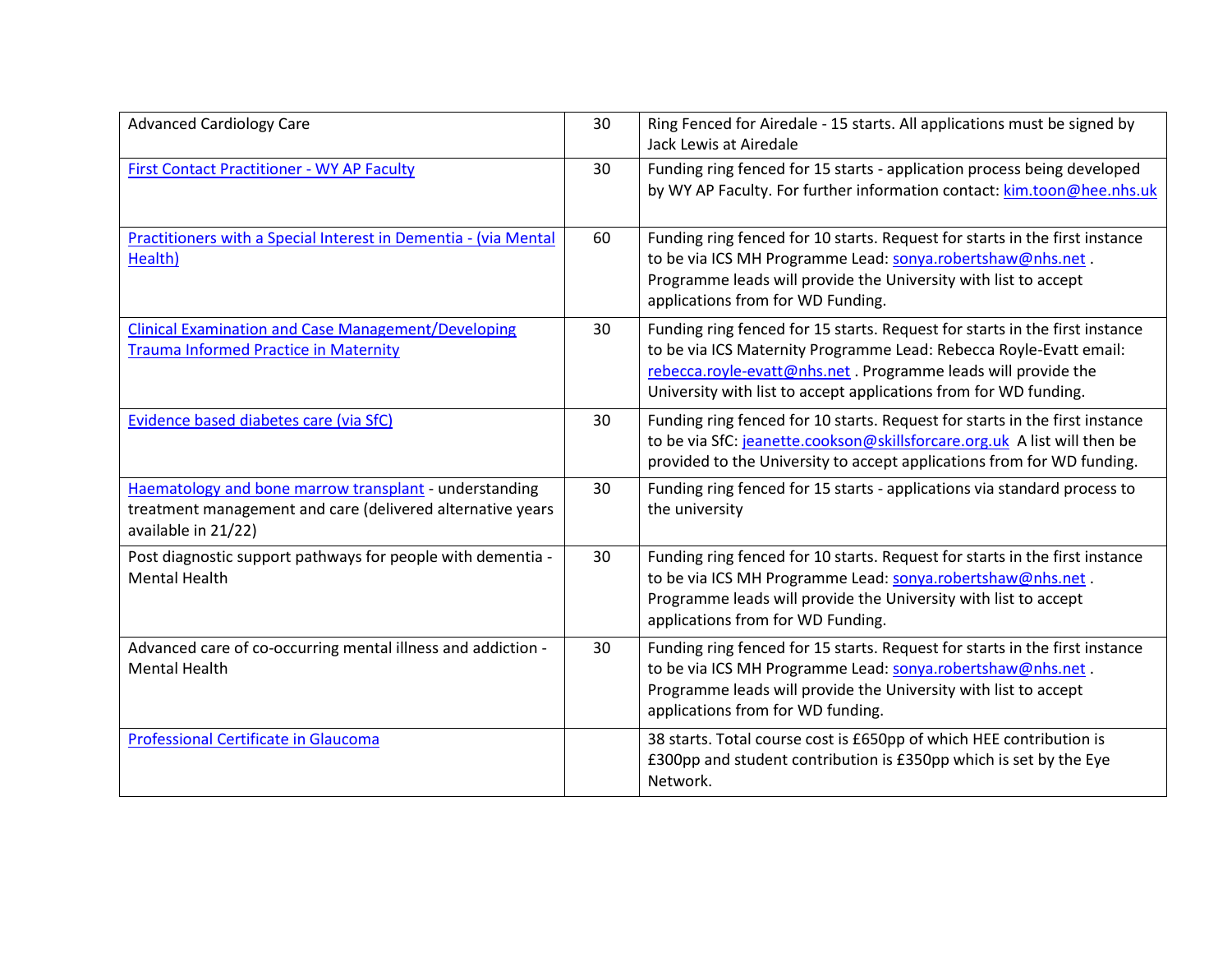| | | |
|---|---|---|
| Advanced Cardiology Care | 30 | Ring Fenced for Airedale - 15 starts. All applications must be signed by Jack Lewis at Airedale |
| First Contact Practitioner - WY AP Faculty | 30 | Funding ring fenced for 15 starts - application process being developed by WY AP Faculty. For further information contact: kim.toon@hee.nhs.uk |
| Practitioners with a Special Interest in Dementia - (via Mental Health) | 60 | Funding ring fenced for 10 starts. Request for starts in the first instance to be via ICS MH Programme Lead: sonya.robertshaw@nhs.net . Programme leads will provide the University with list to accept applications from for WD Funding. |
| Clinical Examination and Case Management/Developing Trauma Informed Practice in Maternity | 30 | Funding ring fenced for 15 starts. Request for starts in the first instance to be via ICS Maternity Programme Lead: Rebecca Royle-Evatt email: rebecca.royle-evatt@nhs.net . Programme leads will provide the University with list to accept applications from for WD funding. |
| Evidence based diabetes care (via SfC) | 30 | Funding ring fenced for 10 starts. Request for starts in the first instance to be via SfC: jeanette.cookson@skillsforcare.org.uk A list will then be provided to the University to accept applications from for WD funding. |
| Haematology and bone marrow transplant - understanding treatment management and care (delivered alternative years available in 21/22) | 30 | Funding ring fenced for 15 starts - applications via standard process to the university |
| Post diagnostic support pathways for people with dementia - Mental Health | 30 | Funding ring fenced for 10 starts. Request for starts in the first instance to be via ICS MH Programme Lead: sonya.robertshaw@nhs.net . Programme leads will provide the University with list to accept applications from for WD Funding. |
| Advanced care of co-occurring mental illness and addiction - Mental Health | 30 | Funding ring fenced for 15 starts. Request for starts in the first instance to be via ICS MH Programme Lead: sonya.robertshaw@nhs.net . Programme leads will provide the University with list to accept applications from for WD funding. |
| Professional Certificate in Glaucoma | | 38 starts. Total course cost is £650pp of which HEE contribution is £300pp and student contribution is £350pp which is set by the Eye Network. |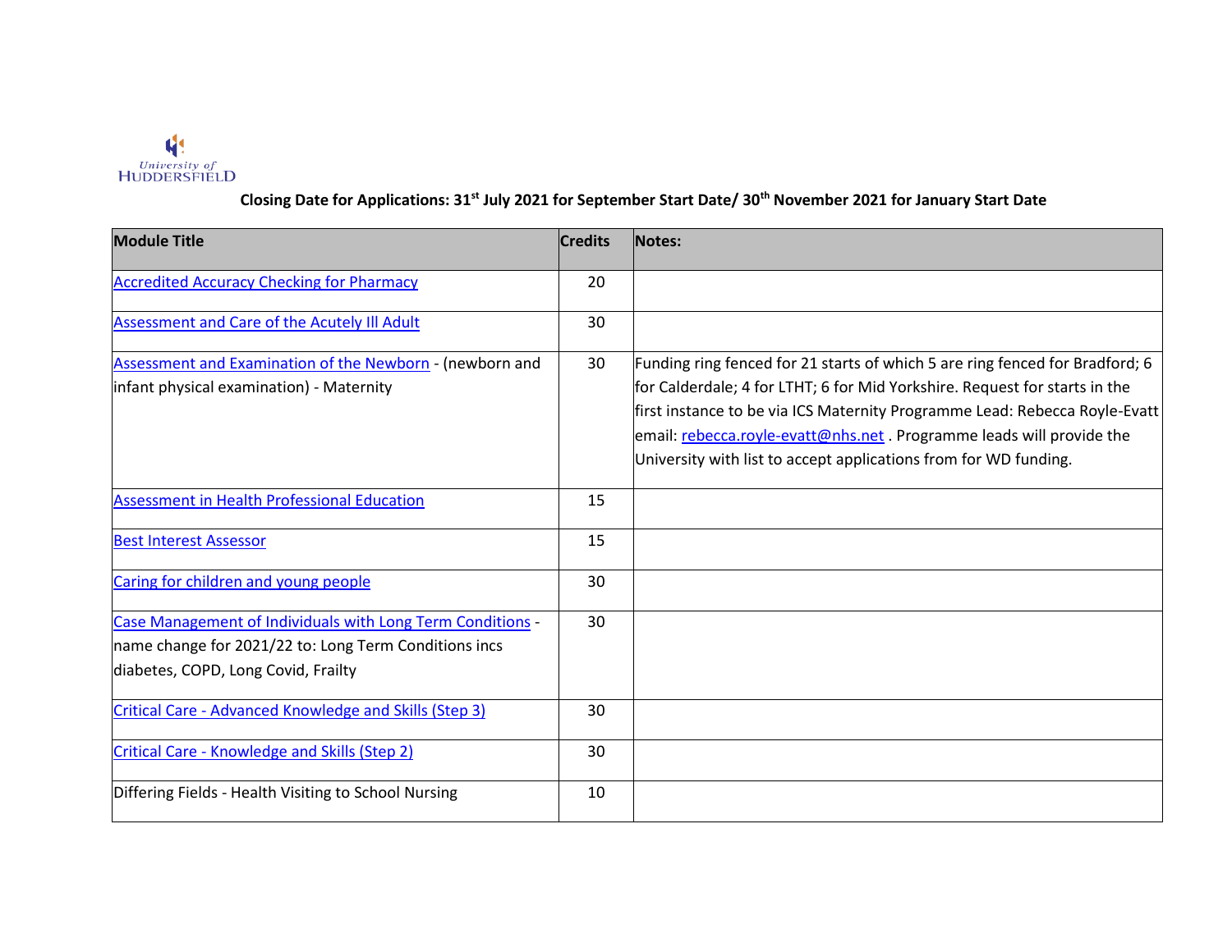University of HUDDERSFIELD

**Closing Date for Applications: 31st July 2021 for September Start Date/ 30th November 2021 for January Start Date**

| Module Title | Credits | Notes: |
|---|---|---|
| Accredited Accuracy Checking for Pharmacy | 20 | |
| Assessment and Care of the Acutely Ill Adult | 30 | |
| Assessment and Examination of the Newborn - (newborn and infant physical examination) - Maternity | 30 | Funding ring fenced for 21 starts of which 5 are ring fenced for Bradford; 6 for Calderdale; 4 for LTHT; 6 for Mid Yorkshire. Request for starts in the first instance to be via ICS Maternity Programme Lead: Rebecca Royle-Evatt email: rebecca.royle-evatt@nhs.net . Programme leads will provide the University with list to accept applications from for WD funding. |
| Assessment in Health Professional Education | 15 | |
| Best Interest Assessor | 15 | |
| Caring for children and young people | 30 | |
| Case Management of Individuals with Long Term Conditions - name change for 2021/22 to: Long Term Conditions incs diabetes, COPD, Long Covid, Frailty | 30 | |
| Critical Care - Advanced Knowledge and Skills (Step 3) | 30 | |
| Critical Care - Knowledge and Skills (Step 2) | 30 | |
| Differing Fields - Health Visiting to School Nursing | 10 | |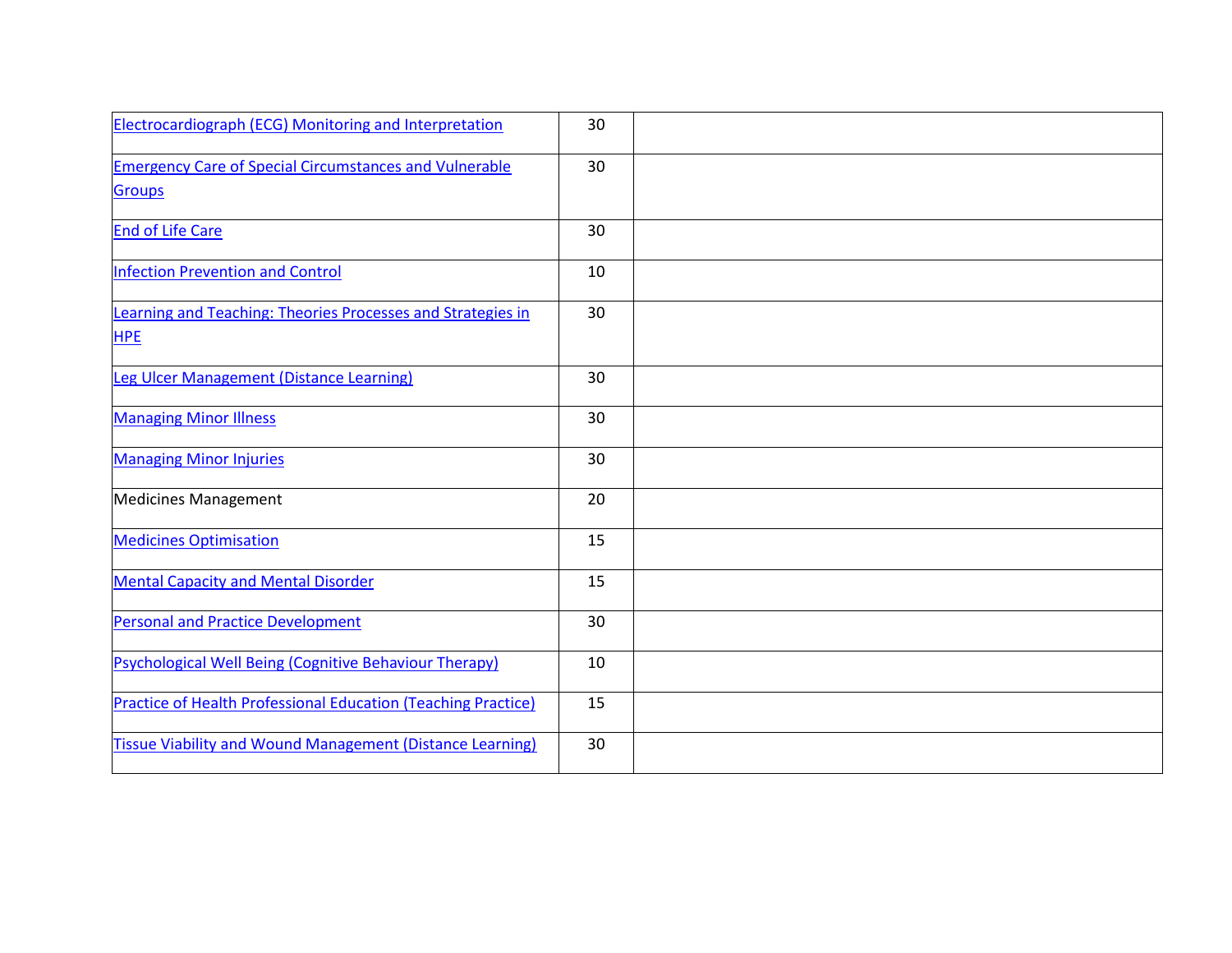| | | |
|---|---|---|
| Electrocardiograph (ECG) Monitoring and Interpretation | 30 | |
| Emergency Care of Special Circumstances and Vulnerable Groups | 30 | |
| End of Life Care | 30 | |
| Infection Prevention and Control | 10 | |
| Learning and Teaching: Theories Processes and Strategies in HPE | 30 | |
| Leg Ulcer Management (Distance Learning) | 30 | |
| Managing Minor Illness | 30 | |
| Managing Minor Injuries | 30 | |
| Medicines Management | 20 | |
| Medicines Optimisation | 15 | |
| Mental Capacity and Mental Disorder | 15 | |
| Personal and Practice Development | 30 | |
| Psychological Well Being (Cognitive Behaviour Therapy) | 10 | |
| Practice of Health Professional Education (Teaching Practice) | 15 | |
| Tissue Viability and Wound Management (Distance Learning) | 30 | |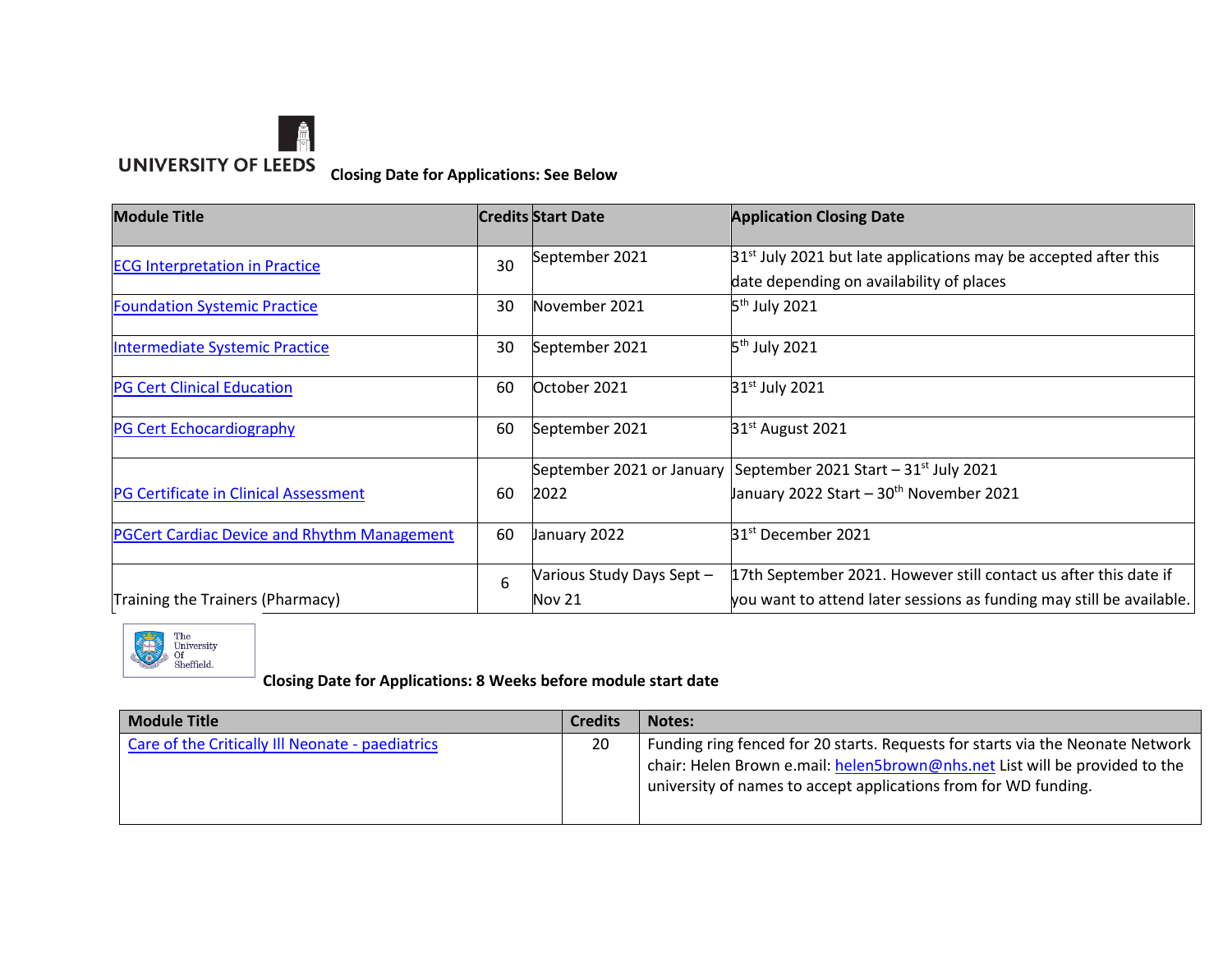UNIVERSITY OF LEEDS

**Closing Date for Applications: See Below**

| Module Title | Credits | Start Date | Application Closing Date |
|---|---|---|---|
| ECG Interpretation in Practice | 30 | September 2021 | 31st July 2021 but late applications may be accepted after this date depending on availability of places |
| Foundation Systemic Practice | 30 | November 2021 | 5th July 2021 |
| Intermediate Systemic Practice | 30 | September 2021 | 5th July 2021 |
| PG Cert Clinical Education | 60 | October 2021 | 31st July 2021 |
| PG Cert Echocardiography | 60 | September 2021 | 31st August 2021 |
| PG Certificate in Clinical Assessment | 60 | September 2021 or January 2022 | September 2021 Start – 31st July 2021<br>January 2022 Start – 30th November 2021 |
| PGCert Cardiac Device and Rhythm Management | 60 | January 2022 | 31st December 2021 |
| Training the Trainers (Pharmacy) | 6 | Various Study Days Sept – Nov 21 | 17th September 2021. However still contact us after this date if you want to attend later sessions as funding may still be available. |

The University Of Sheffield.

**Closing Date for Applications: 8 Weeks before module start date**

| Module Title | Credits | Notes: |
|---|---|---|
| Care of the Critically Ill Neonate - paediatrics | 20 | Funding ring fenced for 20 starts. Requests for starts via the Neonate Network chair: Helen Brown e.mail: helen5brown@nhs.net List will be provided to the university of names to accept applications from for WD funding. |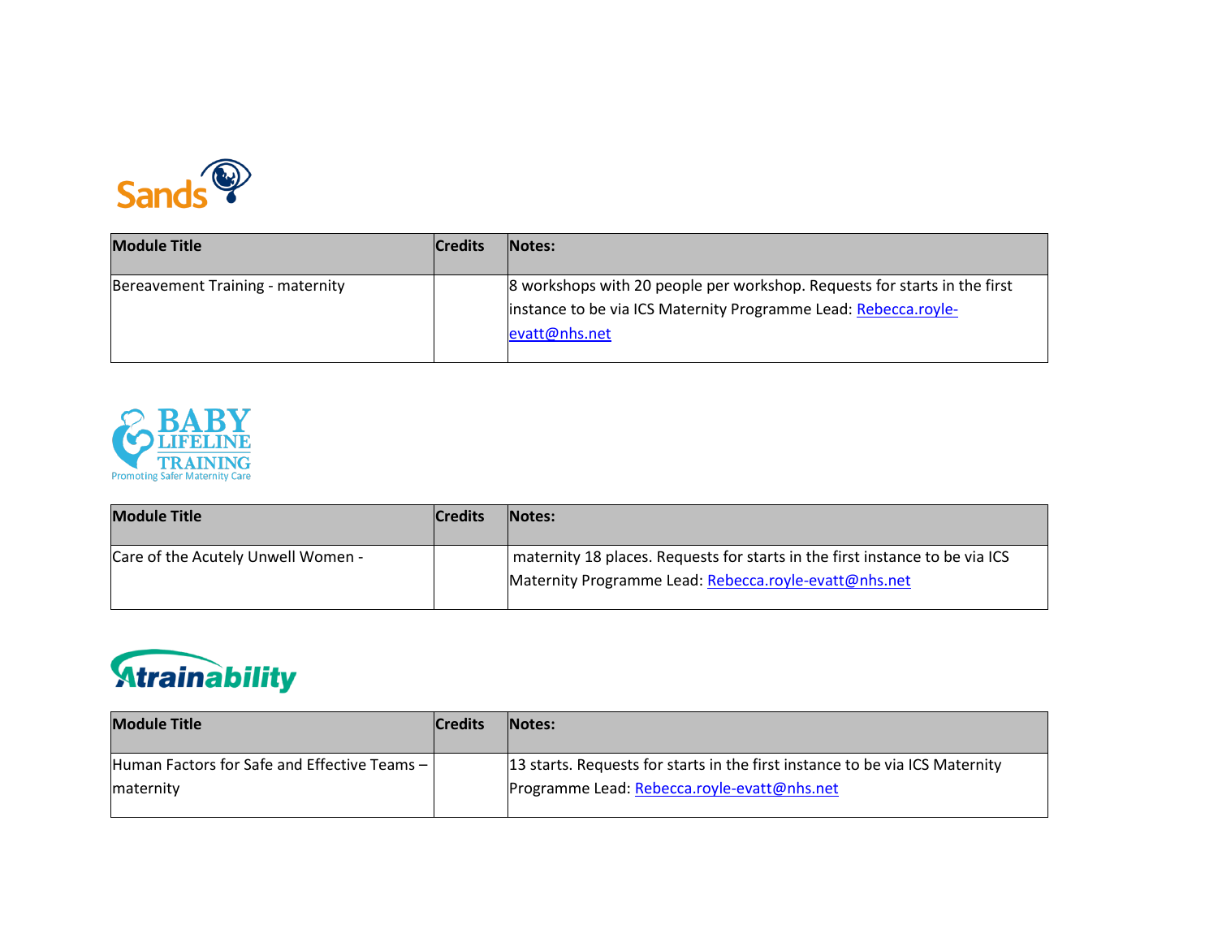Sands

| Module Title | Credits | Notes: |
| --- | --- | --- |
| Bereavement Training - maternity | | 8 workshops with 20 people per workshop. Requests for starts in the first instance to be via ICS Maternity Programme Lead: Rebecca.royle-evatt@nhs.net |

BABY LIFELINE TRAINING
Promoting Safer Maternity Care

| Module Title | Credits | Notes: |
| --- | --- | --- |
| Care of the Acutely Unwell Women - | | maternity 18 places. Requests for starts in the first instance to be via ICS Maternity Programme Lead: Rebecca.royle-evatt@nhs.net |

Atrainability

| Module Title | Credits | Notes: |
| --- | --- | --- |
| Human Factors for Safe and Effective Teams – maternity | | 13 starts. Requests for starts in the first instance to be via ICS Maternity Programme Lead: Rebecca.royle-evatt@nhs.net |